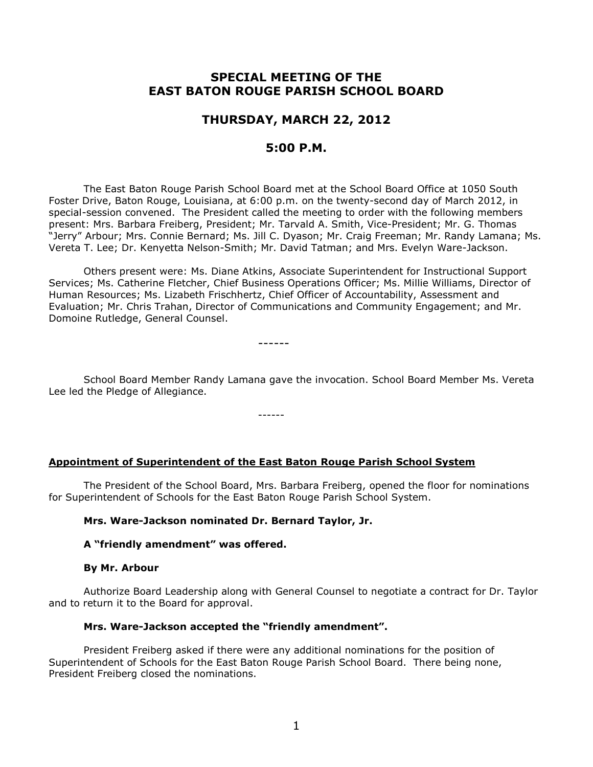# SPECIAL MEETING OF THE EAST BATON ROUGE PARISH SCHOOL BOARD

## THURSDAY, MARCH 22, 2012

## 5:00 P.M.

The East Baton Rouge Parish School Board met at the School Board Office at 1050 South Foster Drive, Baton Rouge, Louisiana, at 6:00 p.m. on the twenty-second day of March 2012, in special-session convened. The President called the meeting to order with the following members present: Mrs. Barbara Freiberg, President; Mr. Tarvald A. Smith, Vice-President; Mr. G. Thomas "Jerry" Arbour; Mrs. Connie Bernard; Ms. Jill C. Dyason; Mr. Craig Freeman; Mr. Randy Lamana; Ms. Vereta T. Lee; Dr. Kenyetta Nelson-Smith; Mr. David Tatman; and Mrs. Evelyn Ware-Jackson.

Others present were: Ms. Diane Atkins, Associate Superintendent for Instructional Support Services; Ms. Catherine Fletcher, Chief Business Operations Officer; Ms. Millie Williams, Director of Human Resources; Ms. Lizabeth Frischhertz, Chief Officer of Accountability, Assessment and Evaluation; Mr. Chris Trahan, Director of Communications and Community Engagement; and Mr. Domoine Rutledge, General Counsel.

------

School Board Member Randy Lamana gave the invocation. School Board Member Ms. Vereta Lee led the Pledge of Allegiance.

------

**Appointment of Superintendent of the East Baton Rouge Parish School System**

The President of the School Board, Mrs. Barbara Freiberg, opened the floor for nominations for Superintendent of Schools for the East Baton Rouge Parish School System.

**Mrs. Ware-Jackson nominated Dr. Bernard Taylor, Jr.**

**A "friendly amendment" was offered.**

**By Mr. Arbour**

Authorize Board Leadership along with General Counsel to negotiate a contract for Dr. Taylor and to return it to the Board for approval.

**Mrs. Ware-Jackson accepted the "friendly amendment".**

President Freiberg asked if there were any additional nominations for the position of Superintendent of Schools for the East Baton Rouge Parish School Board. There being none, President Freiberg closed the nominations.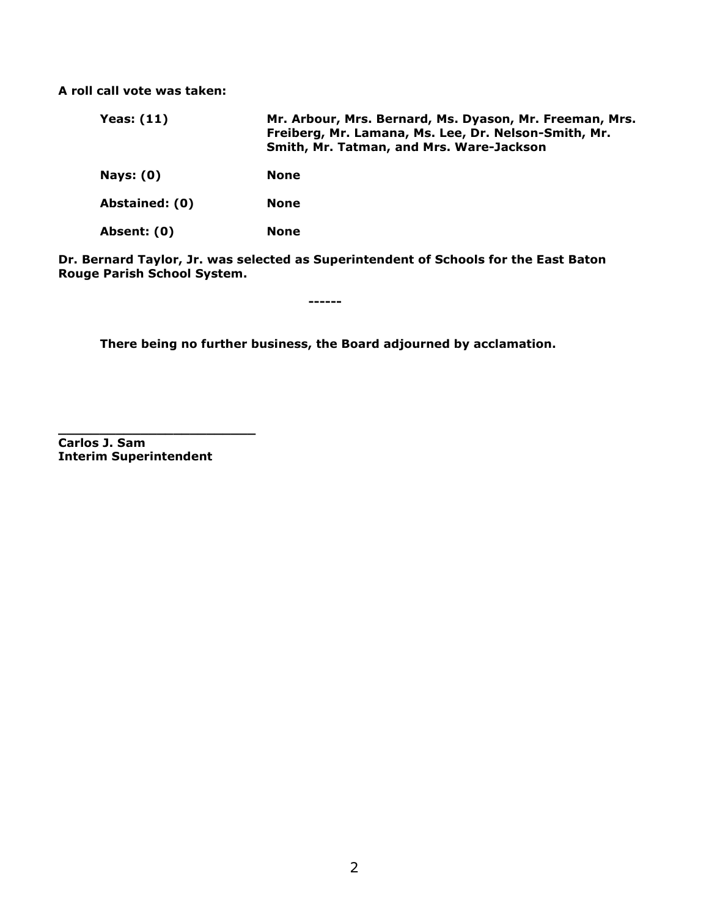**A roll call vote was taken:**

| | |
|---|---|
| **Yeas: (11)** | **Mr. Arbour, Mrs. Bernard, Ms. Dyason, Mr. Freeman, Mrs. Freiberg, Mr. Lamana, Ms. Lee, Dr. Nelson-Smith, Mr. Smith, Mr. Tatman, and Mrs. Ware-Jackson** |
| **Nays: (0)** | **None** |
| **Abstained: (0)** | **None** |
| **Absent: (0)** | **None** |

**Dr. Bernard Taylor, Jr. was selected as Superintendent of Schools for the East Baton Rouge Parish School System.**

**------**

**There being no further business, the Board adjourned by acclamation.**

**_________________________**
**Carlos J. Sam**
**Interim Superintendent**